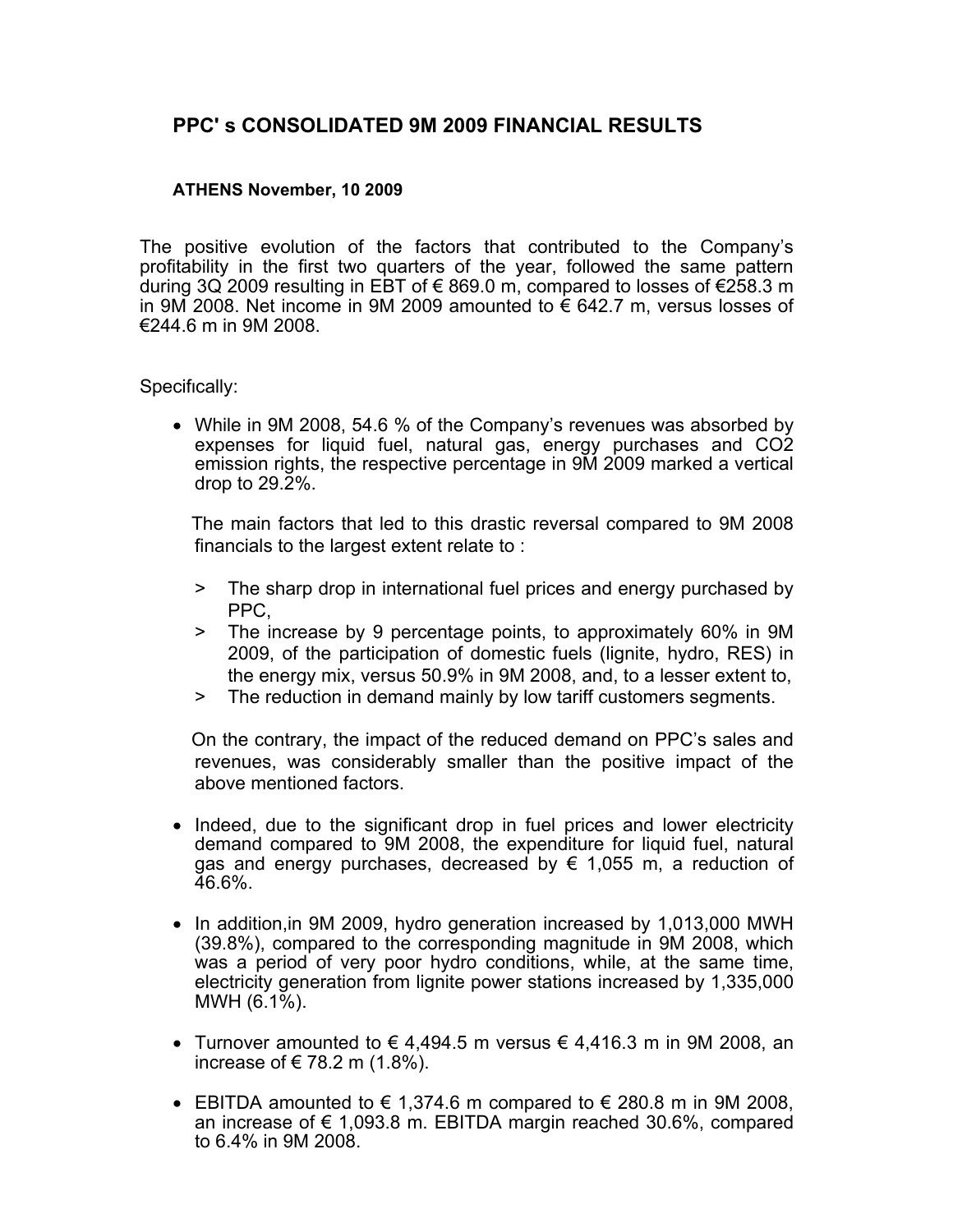# PPC' s CONSOLIDATED 9M 2009 FINANCIAL RESULTS

**ATHENS November, 10 2009**

The positive evolution of the factors that contributed to the Company's profitability in the first two quarters of the year, followed the same pattern during 3Q 2009 resulting in EBT of € 869.0 m, compared to losses of €258.3 m in 9M 2008. Net income in 9M 2009 amounted to € 642.7 m, versus losses of €244.6 m in 9M 2008.

Specifically:

- While in 9M 2008, 54.6 % of the Company's revenues was absorbed by expenses for liquid fuel, natural gas, energy purchases and CO2 emission rights, the respective percentage in 9M 2009 marked a vertical drop to 29.2%.

  The main factors that led to this drastic reversal compared to 9M 2008 financials to the largest extent relate to :

  > The sharp drop in international fuel prices and energy purchased by PPC,

  > The increase by 9 percentage points, to approximately 60% in 9M 2009, of the participation of domestic fuels (lignite, hydro, RES) in the energy mix, versus 50.9% in 9M 2008, and, to a lesser extent to,

  > The reduction in demand mainly by low tariff customers segments.

  On the contrary, the impact of the reduced demand on PPC's sales and revenues, was considerably smaller than the positive impact of the above mentioned factors.

- Indeed, due to the significant drop in fuel prices and lower electricity demand compared to 9M 2008, the expenditure for liquid fuel, natural gas and energy purchases, decreased by € 1,055 m, a reduction of 46.6%.

- In addition,in 9M 2009, hydro generation increased by 1,013,000 MWH (39.8%), compared to the corresponding magnitude in 9M 2008, which was a period of very poor hydro conditions, while, at the same time, electricity generation from lignite power stations increased by 1,335,000 MWH (6.1%).

- Turnover amounted to € 4,494.5 m versus € 4,416.3 m in 9M 2008, an increase of € 78.2 m (1.8%).

- EBITDA amounted to € 1,374.6 m compared to € 280.8 m in 9M 2008, an increase of € 1,093.8 m. EBITDA margin reached 30.6%, compared to 6.4% in 9M 2008.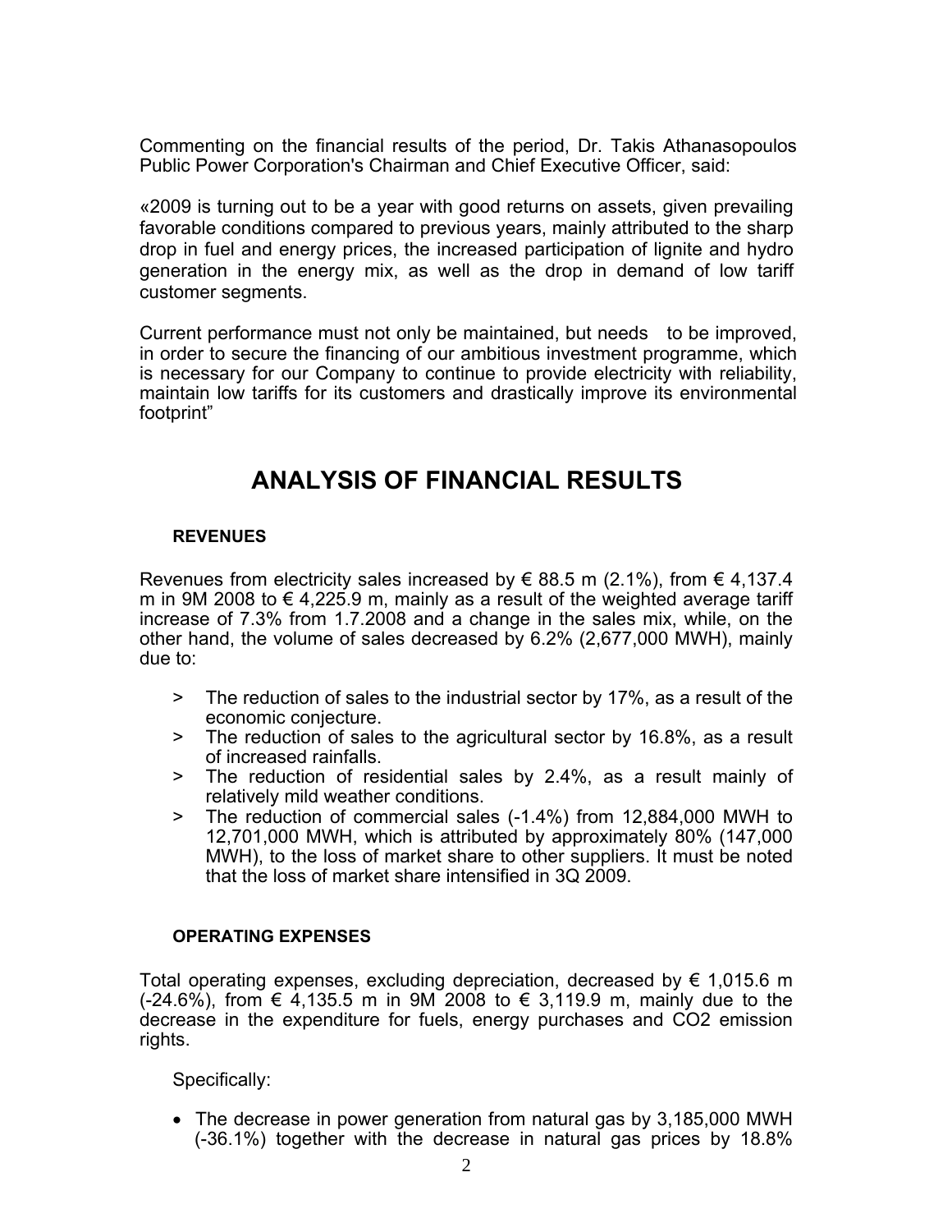Commenting on the financial results of the period, Dr. Takis Athanasopoulos Public Power Corporation's Chairman and Chief Executive Officer, said:

«2009 is turning out to be a year with good returns on assets, given prevailing favorable conditions compared to previous years, mainly attributed to the sharp drop in fuel and energy prices, the increased participation of lignite and hydro generation in the energy mix, as well as the drop in demand of low tariff customer segments.

Current performance must not only be maintained, but needs to be improved, in order to secure the financing of our ambitious investment programme, which is necessary for our Company to continue to provide electricity with reliability, maintain low tariffs for its customers and drastically improve its environmental footprint"

# ANALYSIS OF FINANCIAL RESULTS

### REVENUES

Revenues from electricity sales increased by € 88.5 m (2.1%), from € 4,137.4 m in 9M 2008 to € 4,225.9 m, mainly as a result of the weighted average tariff increase of 7.3% from 1.7.2008 and a change in the sales mix, while, on the other hand, the volume of sales decreased by 6.2% (2,677,000 MWH), mainly due to:

> The reduction of sales to the industrial sector by 17%, as a result of the economic conjecture.
> The reduction of sales to the agricultural sector by 16.8%, as a result of increased rainfalls.
> The reduction of residential sales by 2.4%, as a result mainly of relatively mild weather conditions.
> The reduction of commercial sales (-1.4%) from 12,884,000 MWH to 12,701,000 MWH, which is attributed by approximately 80% (147,000 MWH), to the loss of market share to other suppliers. It must be noted that the loss of market share intensified in 3Q 2009.

### OPERATING EXPENSES

Total operating expenses, excluding depreciation, decreased by € 1,015.6 m (-24.6%), from € 4,135.5 m in 9M 2008 to € 3,119.9 m, mainly due to the decrease in the expenditure for fuels, energy purchases and $CO_2$ emission rights.

Specifically:

- The decrease in power generation from natural gas by 3,185,000 MWH (-36.1%) together with the decrease in natural gas prices by 18.8%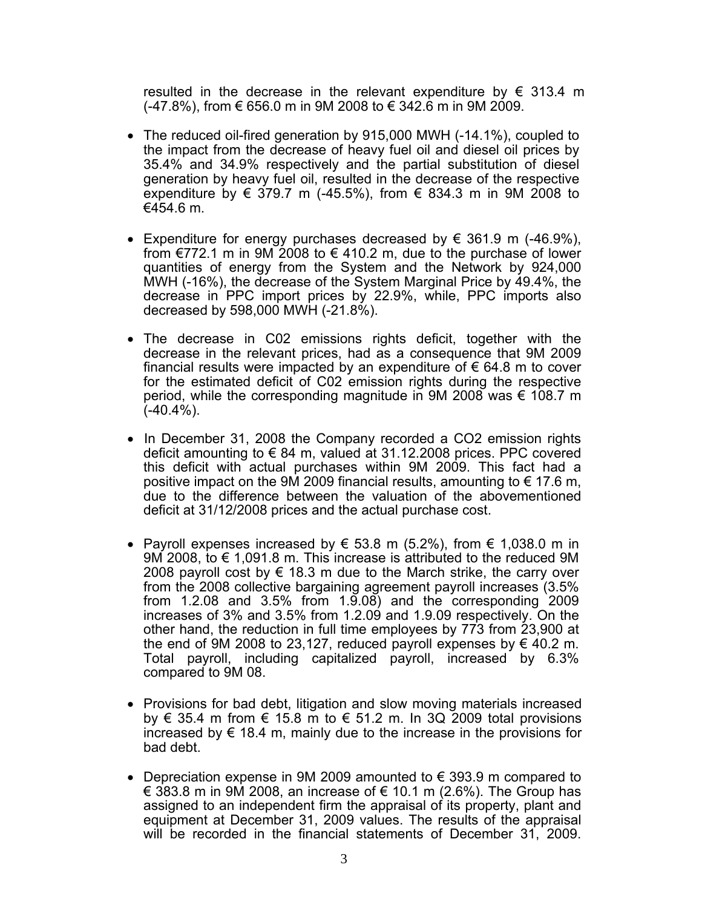resulted in the decrease in the relevant expenditure by € 313.4 m (-47.8%), from € 656.0 m in 9M 2008 to € 342.6 m in 9M 2009.

- The reduced oil-fired generation by 915,000 MWH (-14.1%), coupled to the impact from the decrease of heavy fuel oil and diesel oil prices by 35.4% and 34.9% respectively and the partial substitution of diesel generation by heavy fuel oil, resulted in the decrease of the respective expenditure by € 379.7 m (-45.5%), from € 834.3 m in 9M 2008 to €454.6 m.

- Expenditure for energy purchases decreased by € 361.9 m (-46.9%), from €772.1 m in 9M 2008 to € 410.2 m, due to the purchase of lower quantities of energy from the System and the Network by 924,000 MWH (-16%), the decrease of the System Marginal Price by 49.4%, the decrease in PPC import prices by 22.9%, while, PPC imports also decreased by 598,000 MWH (-21.8%).

- The decrease in C02 emissions rights deficit, together with the decrease in the relevant prices, had as a consequence that 9M 2009 financial results were impacted by an expenditure of € 64.8 m to cover for the estimated deficit of C02 emission rights during the respective period, while the corresponding magnitude in 9M 2008 was € 108.7 m (-40.4%).

- In December 31, 2008 the Company recorded a $CO_2$ emission rights deficit amounting to € 84 m, valued at 31.12.2008 prices. PPC covered this deficit with actual purchases within 9M 2009. This fact had a positive impact on the 9M 2009 financial results, amounting to € 17.6 m, due to the difference between the valuation of the abovementioned deficit at 31/12/2008 prices and the actual purchase cost.

- Payroll expenses increased by € 53.8 m (5.2%), from € 1,038.0 m in 9M 2008, to € 1,091.8 m. This increase is attributed to the reduced 9M 2008 payroll cost by € 18.3 m due to the March strike, the carry over from the 2008 collective bargaining agreement payroll increases (3.5% from 1.2.08 and 3.5% from 1.9.08) and the corresponding 2009 increases of 3% and 3.5% from 1.2.09 and 1.9.09 respectively. On the other hand, the reduction in full time employees by 773 from 23,900 at the end of 9M 2008 to 23,127, reduced payroll expenses by € 40.2 m. Total payroll, including capitalized payroll, increased by 6.3% compared to 9M 08.

- Provisions for bad debt, litigation and slow moving materials increased by € 35.4 m from € 15.8 m to € 51.2 m. In 3Q 2009 total provisions increased by € 18.4 m, mainly due to the increase in the provisions for bad debt.

- Depreciation expense in 9M 2009 amounted to € 393.9 m compared to € 383.8 m in 9M 2008, an increase of € 10.1 m (2.6%). The Group has assigned to an independent firm the appraisal of its property, plant and equipment at December 31, 2009 values. The results of the appraisal will be recorded in the financial statements of December 31, 2009.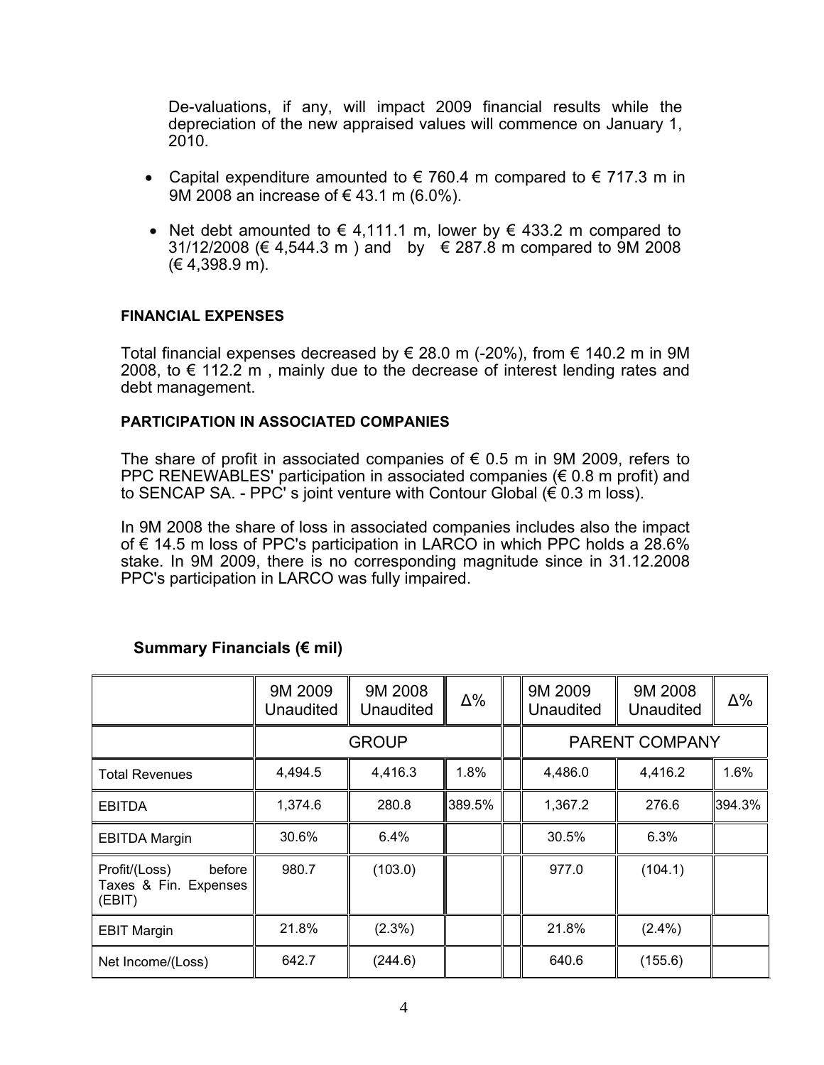De-valuations, if any, will impact 2009 financial results while the depreciation of the new appraised values will commence on January 1, 2010.

- Capital expenditure amounted to € 760.4 m compared to € 717.3 m in 9M 2008 an increase of € 43.1 m (6.0%).
- Net debt amounted to € 4,111.1 m, lower by € 433.2 m compared to 31/12/2008 (€ 4,544.3 m ) and by € 287.8 m compared to 9M 2008 (€ 4,398.9 m).

**FINANCIAL EXPENSES**

Total financial expenses decreased by € 28.0 m (-20%), from € 140.2 m in 9M 2008, to € 112.2 m , mainly due to the decrease of interest lending rates and debt management.

**PARTICIPATION IN ASSOCIATED COMPANIES**

The share of profit in associated companies of € 0.5 m in 9M 2009, refers to PPC RENEWABLES' participation in associated companies (€ 0.8 m profit) and to SENCAP SA. - PPC' s joint venture with Contour Global (€ 0.3 m loss).

In 9M 2008 the share of loss in associated companies includes also the impact of € 14.5 m loss of PPC's participation in LARCO in which PPC holds a 28.6% stake. In 9M 2009, there is no corresponding magnitude since in 31.12.2008 PPC's participation in LARCO was fully impaired.

**Summary Financials (€ mil)**

| | 9M 2009 Unaudited | 9M 2008 Unaudited | Δ% | | 9M 2009 Unaudited | 9M 2008 Unaudited | Δ% |
|---|---|---|---|---|---|---|---|
| | GROUP | | | | PARENT COMPANY | | |
| Total Revenues | 4,494.5 | 4,416.3 | 1.8% | | 4,486.0 | 4,416.2 | 1.6% |
| EBITDA | 1,374.6 | 280.8 | 389.5% | | 1,367.2 | 276.6 | 394.3% |
| EBITDA Margin | 30.6% | 6.4% | | | 30.5% | 6.3% | |
| Profit/(Loss) before Taxes & Fin. Expenses (EBIT) | 980.7 | (103.0) | | | 977.0 | (104.1) | |
| EBIT Margin | 21.8% | (2.3%) | | | 21.8% | (2.4%) | |
| Net Income/(Loss) | 642.7 | (244.6) | | | 640.6 | (155.6) | |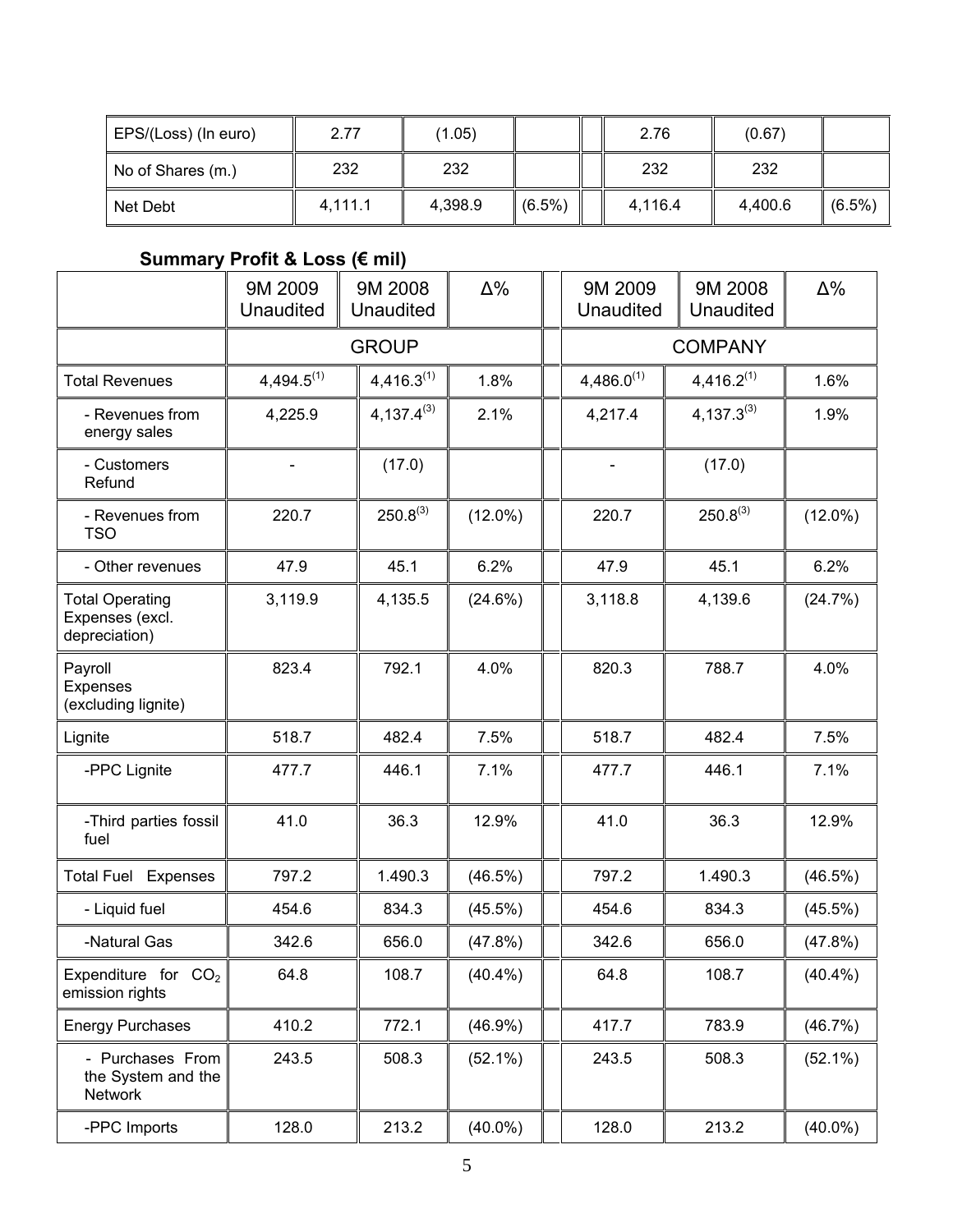| EPS/(Loss) (In euro) | 2.77 | (1.05) | | | 2.76 | (0.67) | |
|---|---|---|---|---|---|---|---|
| No of Shares (m.) | 232 | 232 | | | 232 | 232 | |
| Net Debt | 4,111.1 | 4,398.9 | (6.5%) | | 4,116.4 | 4,400.6 | (6.5%) |

### Summary Profit & Loss (€ mil)

| | 9M 2009 Unaudited | 9M 2008 Unaudited | Δ% | | 9M 2009 Unaudited | 9M 2008 Unaudited | Δ% |
|---|---|---|---|---|---|---|---|
| | GROUP | | | | COMPANY | | |
| Total Revenues | 4,494.5[(1)] | 4,416.3[(1)] | 1.8% | | 4,486.0[(1)] | 4,416.2[(1)] | 1.6% |
| - Revenues from energy sales | 4,225.9 | 4,137.4[(3)] | 2.1% | | 4,217.4 | 4,137.3[(3)] | 1.9% |
| - Customers Refund | - | (17.0) | | | - | (17.0) | |
| - Revenues from TSO | 220.7 | 250.8[(3)] | (12.0%) | | 220.7 | 250.8[(3)] | (12.0%) |
| - Other revenues | 47.9 | 45.1 | 6.2% | | 47.9 | 45.1 | 6.2% |
| Total Operating Expenses (excl. depreciation) | 3,119.9 | 4,135.5 | (24.6%) | | 3,118.8 | 4,139.6 | (24.7%) |
| Payroll Expenses (excluding lignite) | 823.4 | 792.1 | 4.0% | | 820.3 | 788.7 | 4.0% |
| Lignite | 518.7 | 482.4 | 7.5% | | 518.7 | 482.4 | 7.5% |
| -PPC Lignite | 477.7 | 446.1 | 7.1% | | 477.7 | 446.1 | 7.1% |
| -Third parties fossil fuel | 41.0 | 36.3 | 12.9% | | 41.0 | 36.3 | 12.9% |
| Total Fuel Expenses | 797.2 | 1.490.3 | (46.5%) | | 797.2 | 1.490.3 | (46.5%) |
| - Liquid fuel | 454.6 | 834.3 | (45.5%) | | 454.6 | 834.3 | (45.5%) |
| -Natural Gas | 342.6 | 656.0 | (47.8%) | | 342.6 | 656.0 | (47.8%) |
| Expenditure for $CO_2$ emission rights | 64.8 | 108.7 | (40.4%) | | 64.8 | 108.7 | (40.4%) |
| Energy Purchases | 410.2 | 772.1 | (46.9%) | | 417.7 | 783.9 | (46.7%) |
| - Purchases From the System and the Network | 243.5 | 508.3 | (52.1%) | | 243.5 | 508.3 | (52.1%) |
| -PPC Imports | 128.0 | 213.2 | (40.0%) | | 128.0 | 213.2 | (40.0%) |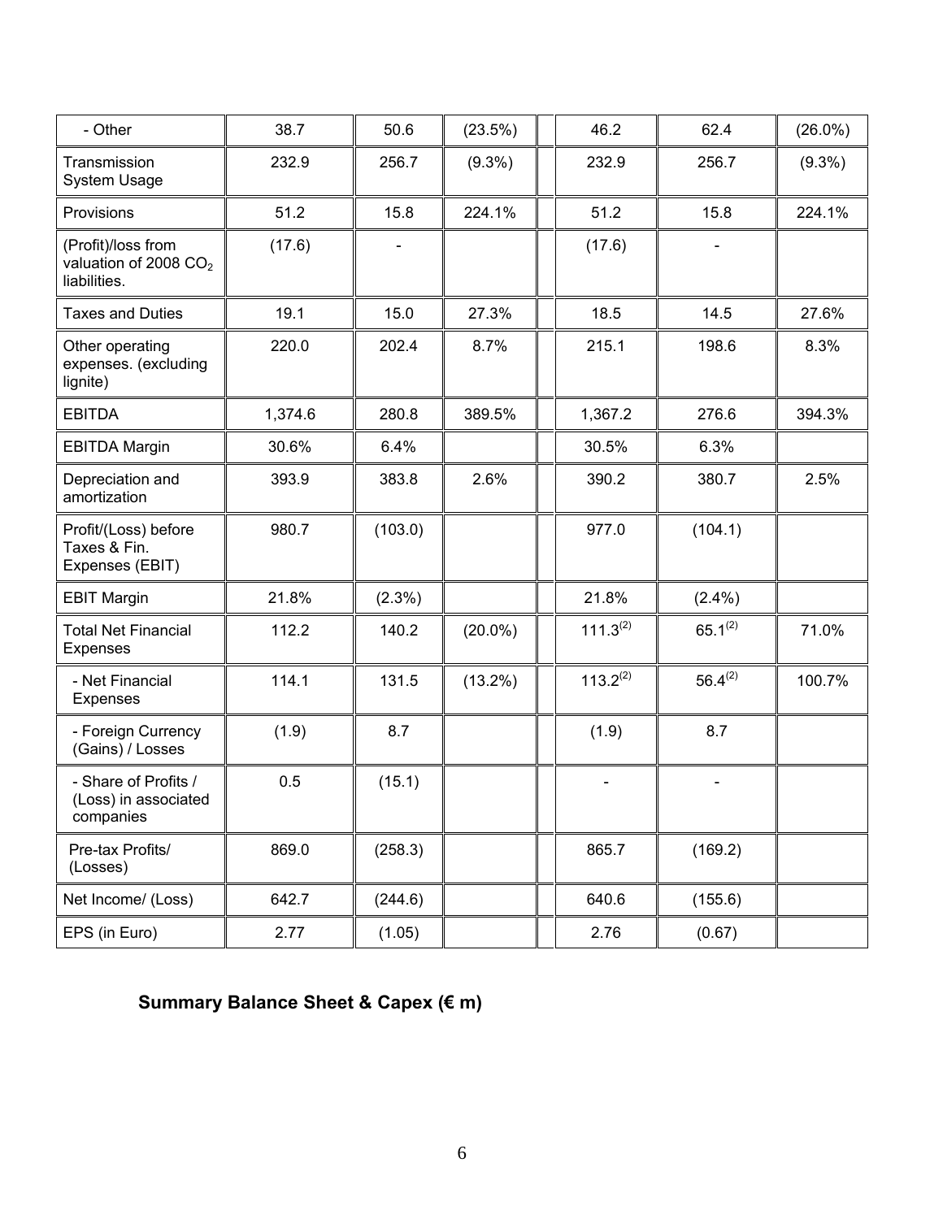| - Other | 38.7 | 50.6 | (23.5%) | | 46.2 | 62.4 | (26.0%) |
|---|---|---|---|---|---|---|---|
| Transmission System Usage | 232.9 | 256.7 | (9.3%) | | 232.9 | 256.7 | (9.3%) |
| Provisions | 51.2 | 15.8 | 224.1% | | 51.2 | 15.8 | 224.1% |
| (Profit)/loss from valuation of 2008 $CO_2$ liabilities. | (17.6) | - | | | (17.6) | - | |
| Taxes and Duties | 19.1 | 15.0 | 27.3% | | 18.5 | 14.5 | 27.6% |
| Other operating expenses. (excluding lignite) | 220.0 | 202.4 | 8.7% | | 215.1 | 198.6 | 8.3% |
| EBITDA | 1,374.6 | 280.8 | 389.5% | | 1,367.2 | 276.6 | 394.3% |
| EBITDA Margin | 30.6% | 6.4% | | | 30.5% | 6.3% | |
| Depreciation and amortization | 393.9 | 383.8 | 2.6% | | 390.2 | 380.7 | 2.5% |
| Profit/(Loss) before Taxes & Fin. Expenses (EBIT) | 980.7 | (103.0) | | | 977.0 | (104.1) | |
| EBIT Margin | 21.8% | (2.3%) | | | 21.8% | (2.4%) | |
| Total Net Financial Expenses | 112.2 | 140.2 | (20.0%) | | 111.3[(2)] | 65.1[(2)] | 71.0% |
| - Net Financial Expenses | 114.1 | 131.5 | (13.2%) | | 113.2[(2)] | 56.4[(2)] | 100.7% |
| - Foreign Currency (Gains) / Losses | (1.9) | 8.7 | | | (1.9) | 8.7 | |
| - Share of Profits / (Loss) in associated companies | 0.5 | (15.1) | | | - | - | |
| Pre-tax Profits/ (Losses) | 869.0 | (258.3) | | | 865.7 | (169.2) | |
| Net Income/ (Loss) | 642.7 | (244.6) | | | 640.6 | (155.6) | |
| EPS (in Euro) | 2.77 | (1.05) | | | 2.76 | (0.67) | |

**Summary Balance Sheet & Capex (€ m)**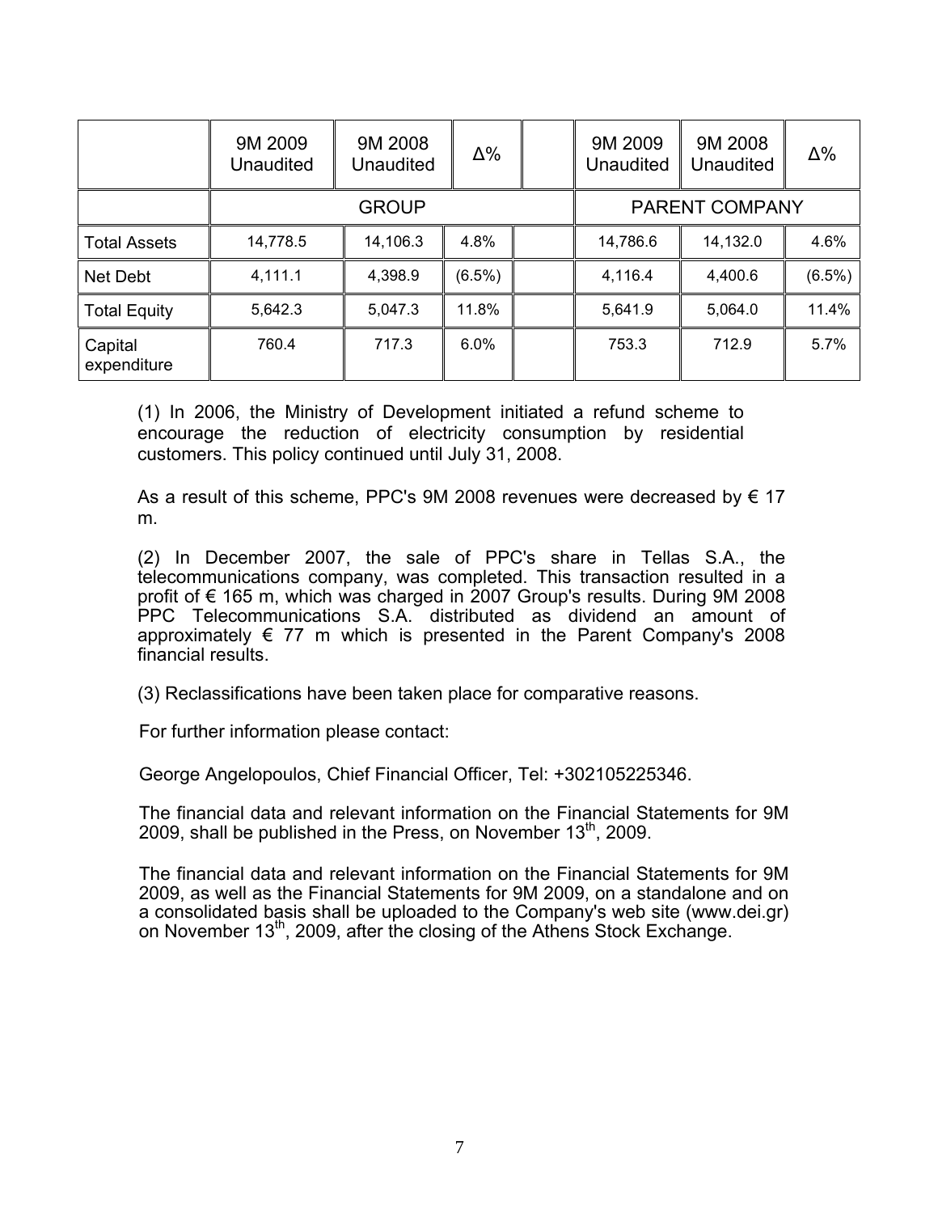| | 9M 2009 Unaudited | 9M 2008 Unaudited | Δ% | | 9M 2009 Unaudited | 9M 2008 Unaudited | Δ% |
|---|---|---|---|---|---|---|---|
| | GROUP | | | | PARENT COMPANY | | |
| Total Assets | 14,778.5 | 14,106.3 | 4.8% | | 14,786.6 | 14,132.0 | 4.6% |
| Net Debt | 4,111.1 | 4,398.9 | (6.5%) | | 4,116.4 | 4,400.6 | (6.5%) |
| Total Equity | 5,642.3 | 5,047.3 | 11.8% | | 5,641.9 | 5,064.0 | 11.4% |
| Capital expenditure | 760.4 | 717.3 | 6.0% | | 753.3 | 712.9 | 5.7% |

(1) In 2006, the Ministry of Development initiated a refund scheme to encourage the reduction of electricity consumption by residential customers. This policy continued until July 31, 2008.

As a result of this scheme, PPC's 9M 2008 revenues were decreased by € 17 m.

(2) In December 2007, the sale of PPC's share in Tellas S.A., the telecommunications company, was completed. This transaction resulted in a profit of € 165 m, which was charged in 2007 Group's results. During 9M 2008 PPC Telecommunications S.A. distributed as dividend an amount of approximately € 77 m which is presented in the Parent Company's 2008 financial results.

(3) Reclassifications have been taken place for comparative reasons.

For further information please contact:

George Angelopoulos, Chief Financial Officer, Tel: +302105225346.

The financial data and relevant information on the Financial Statements for 9M 2009, shall be published in the Press, on November 13th, 2009.

The financial data and relevant information on the Financial Statements for 9M 2009, as well as the Financial Statements for 9M 2009, on a standalone and on a consolidated basis shall be uploaded to the Company's web site (www.dei.gr) on November 13th, 2009, after the closing of the Athens Stock Exchange.